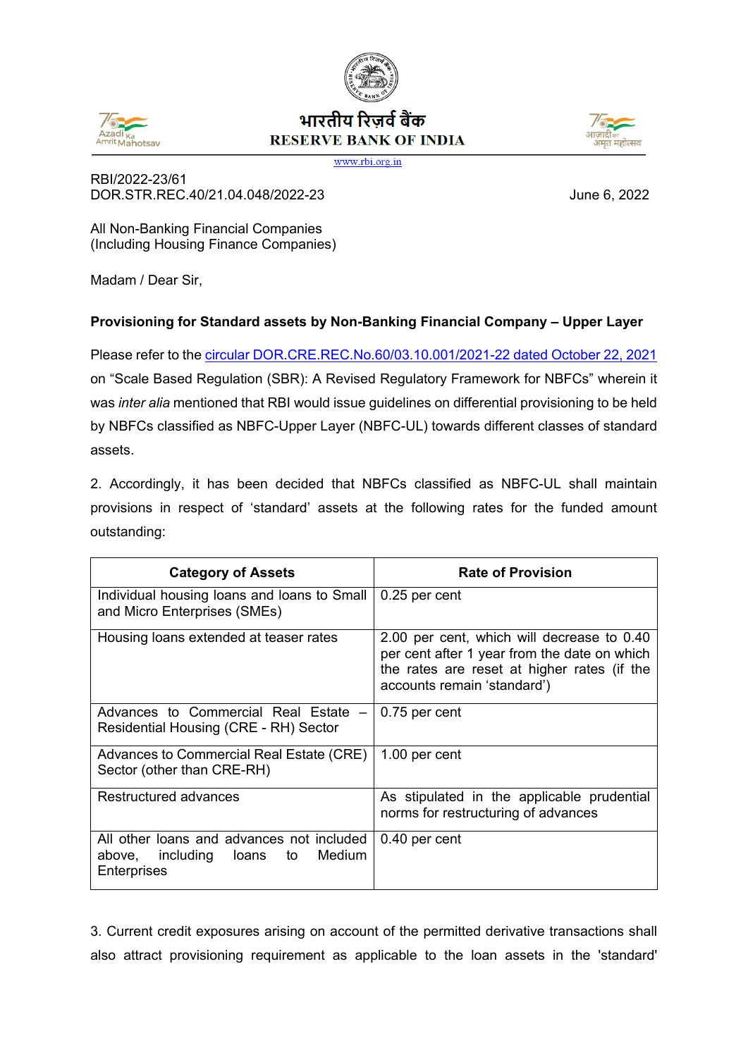भारतीय रिज़र्व बैंक
RESERVE BANK OF INDIA
www.rbi.org.in

RBI/2022-23/61
DOR.STR.REC.40/21.04.048/2022-23

June 6, 2022

All Non-Banking Financial Companies
(Including Housing Finance Companies)

Madam / Dear Sir,

**Provisioning for Standard assets by Non-Banking Financial Company – Upper Layer**

Please refer to the circular DOR.CRE.REC.No.60/03.10.001/2021-22 dated October 22, 2021 on "Scale Based Regulation (SBR): A Revised Regulatory Framework for NBFCs" wherein it was *inter alia* mentioned that RBI would issue guidelines on differential provisioning to be held by NBFCs classified as NBFC-Upper Layer (NBFC-UL) towards different classes of standard assets.

2. Accordingly, it has been decided that NBFCs classified as NBFC-UL shall maintain provisions in respect of 'standard' assets at the following rates for the funded amount outstanding:

| Category of Assets | Rate of Provision |
|---|---|
| Individual housing loans and loans to Small and Micro Enterprises (SMEs) | 0.25 per cent |
| Housing loans extended at teaser rates | 2.00 per cent, which will decrease to 0.40 per cent after 1 year from the date on which the rates are reset at higher rates (if the accounts remain 'standard') |
| Advances to Commercial Real Estate – Residential Housing (CRE - RH) Sector | 0.75 per cent |
| Advances to Commercial Real Estate (CRE) Sector (other than CRE-RH) | 1.00 per cent |
| Restructured advances | As stipulated in the applicable prudential norms for restructuring of advances |
| All other loans and advances not included above, including loans to Medium Enterprises | 0.40 per cent |

3. Current credit exposures arising on account of the permitted derivative transactions shall also attract provisioning requirement as applicable to the loan assets in the 'standard'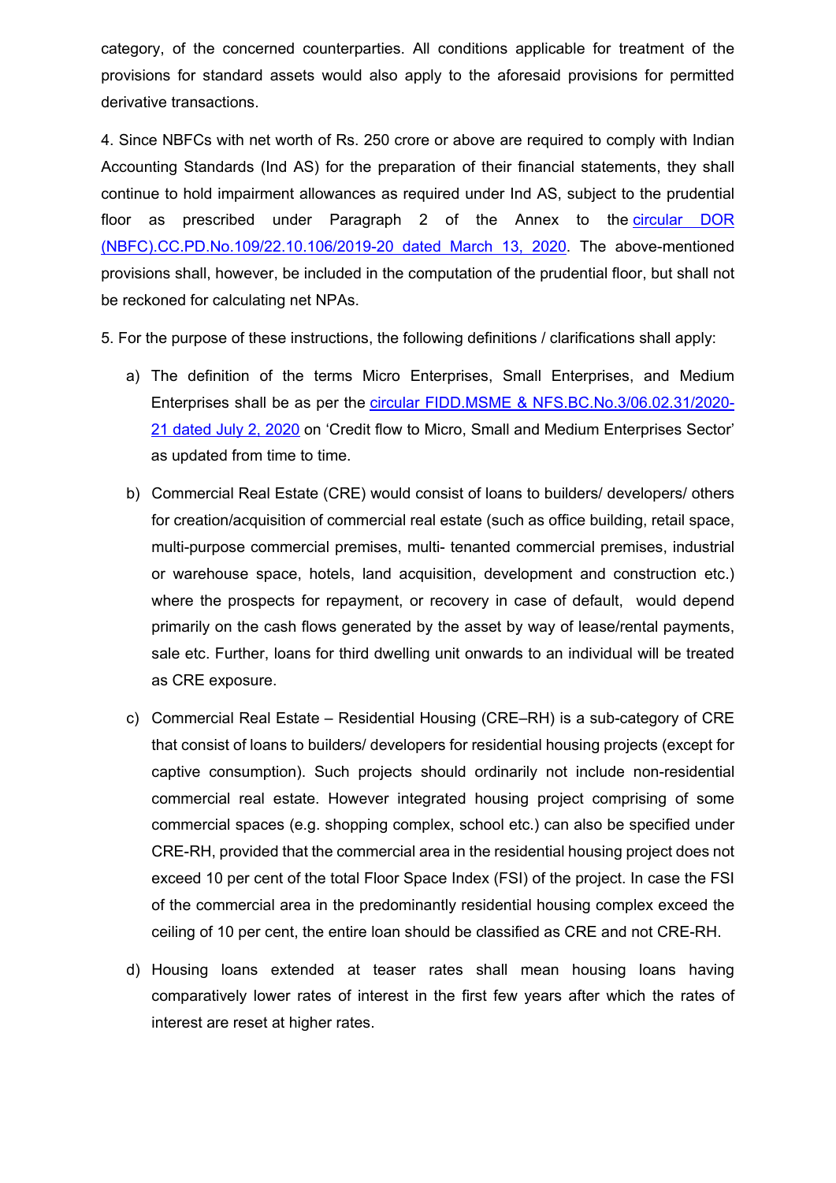category, of the concerned counterparties. All conditions applicable for treatment of the provisions for standard assets would also apply to the aforesaid provisions for permitted derivative transactions.

4. Since NBFCs with net worth of Rs. 250 crore or above are required to comply with Indian Accounting Standards (Ind AS) for the preparation of their financial statements, they shall continue to hold impairment allowances as required under Ind AS, subject to the prudential floor as prescribed under Paragraph 2 of the Annex to the circular DOR (NBFC).CC.PD.No.109/22.10.106/2019-20 dated March 13, 2020. The above-mentioned provisions shall, however, be included in the computation of the prudential floor, but shall not be reckoned for calculating net NPAs.

5. For the purpose of these instructions, the following definitions / clarifications shall apply:

a) The definition of the terms Micro Enterprises, Small Enterprises, and Medium Enterprises shall be as per the circular FIDD.MSME & NFS.BC.No.3/06.02.31/2020-21 dated July 2, 2020 on 'Credit flow to Micro, Small and Medium Enterprises Sector' as updated from time to time.

b) Commercial Real Estate (CRE) would consist of loans to builders/ developers/ others for creation/acquisition of commercial real estate (such as office building, retail space, multi-purpose commercial premises, multi- tenanted commercial premises, industrial or warehouse space, hotels, land acquisition, development and construction etc.) where the prospects for repayment, or recovery in case of default, would depend primarily on the cash flows generated by the asset by way of lease/rental payments, sale etc. Further, loans for third dwelling unit onwards to an individual will be treated as CRE exposure.

c) Commercial Real Estate – Residential Housing (CRE–RH) is a sub-category of CRE that consist of loans to builders/ developers for residential housing projects (except for captive consumption). Such projects should ordinarily not include non-residential commercial real estate. However integrated housing project comprising of some commercial spaces (e.g. shopping complex, school etc.) can also be specified under CRE-RH, provided that the commercial area in the residential housing project does not exceed 10 per cent of the total Floor Space Index (FSI) of the project. In case the FSI of the commercial area in the predominantly residential housing complex exceed the ceiling of 10 per cent, the entire loan should be classified as CRE and not CRE-RH.

d) Housing loans extended at teaser rates shall mean housing loans having comparatively lower rates of interest in the first few years after which the rates of interest are reset at higher rates.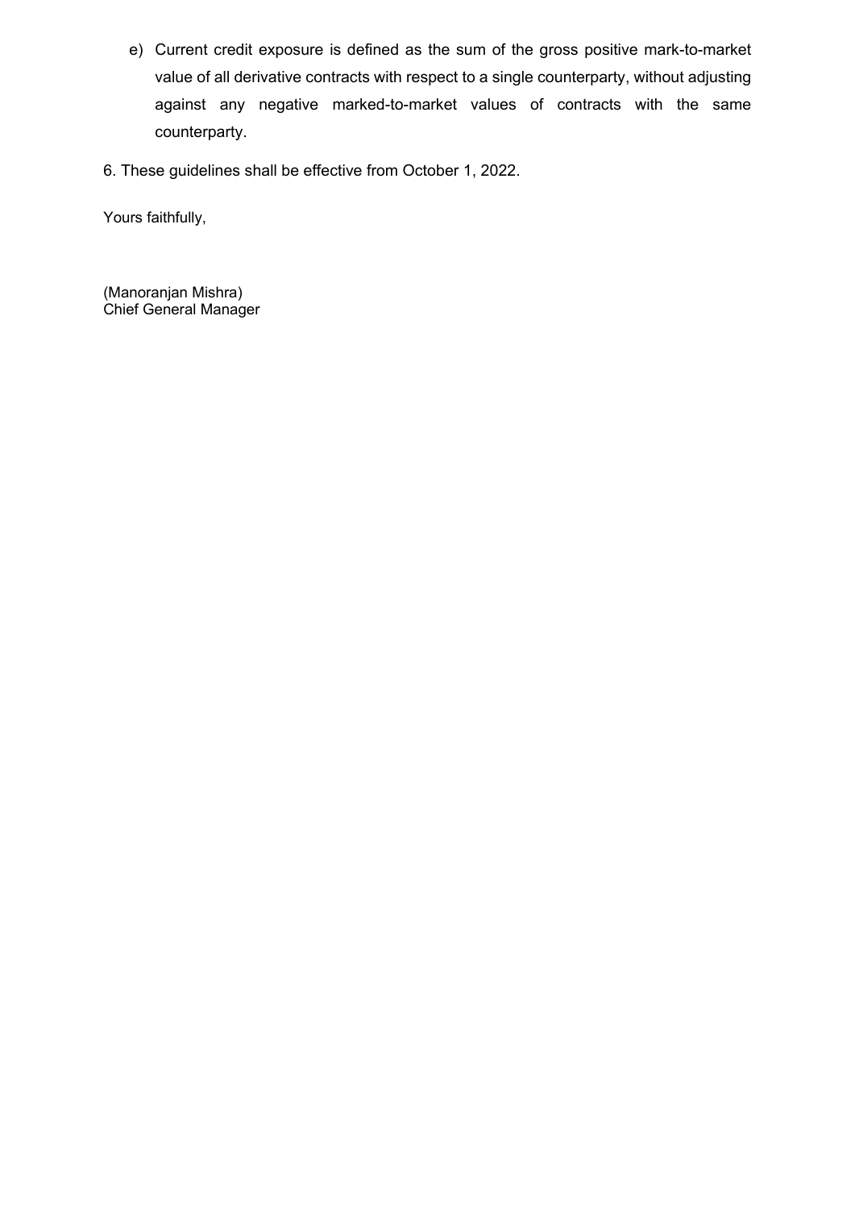e) Current credit exposure is defined as the sum of the gross positive mark-to-market value of all derivative contracts with respect to a single counterparty, without adjusting against any negative marked-to-market values of contracts with the same counterparty.

6. These guidelines shall be effective from October 1, 2022.

Yours faithfully,

(Manoranjan Mishra)
Chief General Manager